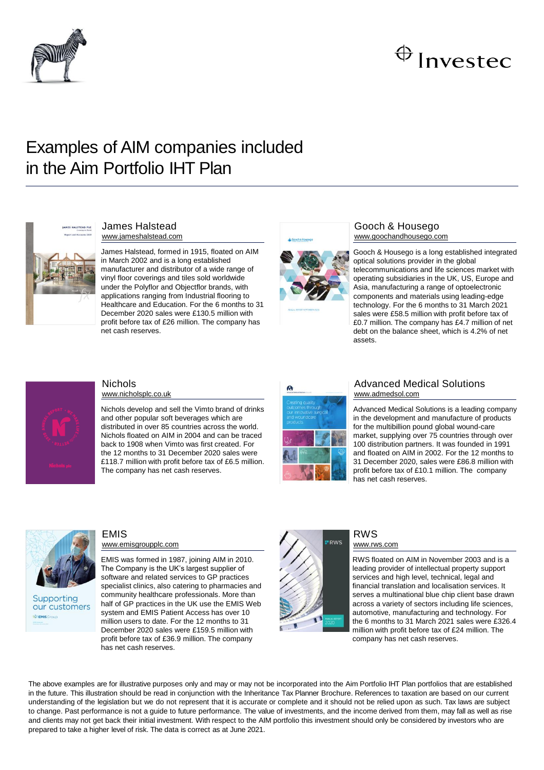Investec

# Examples of AIM companies included in the Aim Portfolio IHT Plan

## James Halstead

www.jameshalstead.com

James Halstead, formed in 1915, floated on AIM in March 2002 and is a long established manufacturer and distributor of a wide range of vinyl floor coverings and tiles sold worldwide under the Polyflor and Objectflor brands, with applications ranging from Industrial flooring to Healthcare and Education. For the 6 months to 31 December 2020 sales were £130.5 million with profit before tax of £26 million. The company has net cash reserves.

## Gooch & Housego

www.goochandhousego.com

Gooch & Housego is a long established integrated optical solutions provider in the global telecommunications and life sciences market with operating subsidiaries in the UK, US, Europe and Asia, manufacturing a range of optoelectronic components and materials using leading-edge technology. For the 6 months to 31 March 2021 sales were £58.5 million with profit before tax of £0.7 million. The company has £4.7 million of net debt on the balance sheet, which is 4.2% of net assets.

## Nichols

www.nicholsplc.co.uk

Nichols develop and sell the Vimto brand of drinks and other popular soft beverages which are distributed in over 85 countries across the world. Nichols floated on AIM in 2004 and can be traced back to 1908 when Vimto was first created. For the 12 months to 31 December 2020 sales were £118.7 million with profit before tax of £6.5 million. The company has net cash reserves.

## Advanced Medical Solutions

www.admedsol.com

Advanced Medical Solutions is a leading company in the development and manufacture of products for the multibillion pound global wound-care market, supplying over 75 countries through over 100 distribution partners. It was founded in 1991 and floated on AIM in 2002. For the 12 months to 31 December 2020, sales were £86.8 million with profit before tax of £10.1 million. The company has net cash reserves.

## EMIS

www.emisgroupplc.com

EMIS was formed in 1987, joining AIM in 2010. The Company is the UK's largest supplier of software and related services to GP practices specialist clinics, also catering to pharmacies and community healthcare professionals. More than half of GP practices in the UK use the EMIS Web system and EMIS Patient Access has over 10 million users to date. For the 12 months to 31 December 2020 sales were £159.5 million with profit before tax of £36.9 million. The company has net cash reserves.

## RWS

www.rws.com

RWS floated on AIM in November 2003 and is a leading provider of intellectual property support services and high level, technical, legal and financial translation and localisation services. It serves a multinational blue chip client base drawn across a variety of sectors including life sciences, automotive, manufacturing and technology. For the 6 months to 31 March 2021 sales were £326.4 million with profit before tax of £24 million. The company has net cash reserves.

The above examples are for illustrative purposes only and may or may not be incorporated into the Aim Portfolio IHT Plan portfolios that are established in the future. This illustration should be read in conjunction with the Inheritance Tax Planner Brochure. References to taxation are based on our current understanding of the legislation but we do not represent that it is accurate or complete and it should not be relied upon as such. Tax laws are subject to change. Past performance is not a guide to future performance. The value of investments, and the income derived from them, may fall as well as rise and clients may not get back their initial investment. With respect to the AIM portfolio this investment should only be considered by investors who are prepared to take a higher level of risk. The data is correct as at June 2021.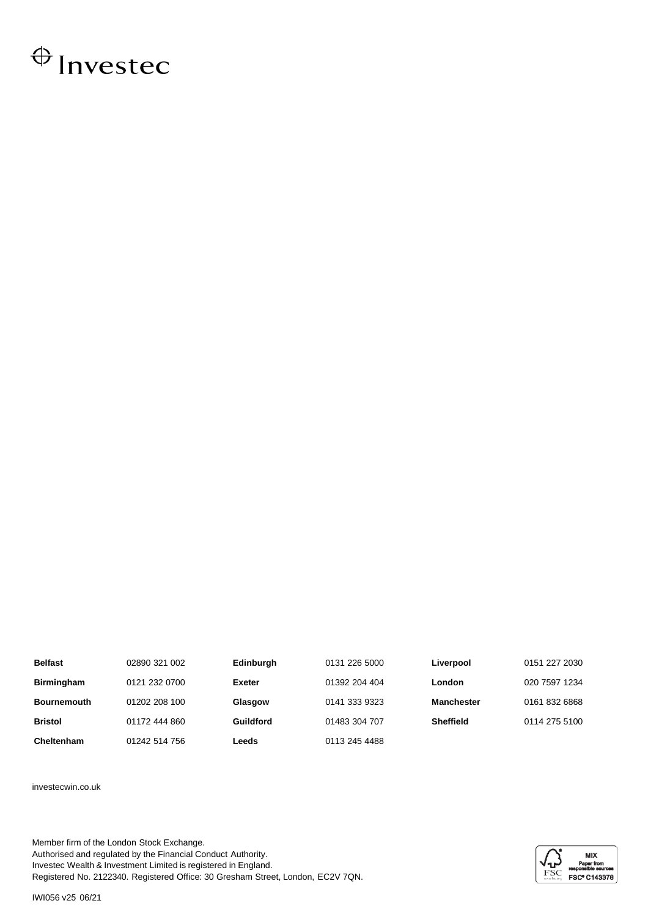Investec

| | | | | | |
|---|---|---|---|---|---|
| **Belfast** | 02890 321 002 | **Edinburgh** | 0131 226 5000 | **Liverpool** | 0151 227 2030 |
| **Birmingham** | 0121 232 0700 | **Exeter** | 01392 204 404 | **London** | 020 7597 1234 |
| **Bournemouth** | 01202 208 100 | **Glasgow** | 0141 333 9323 | **Manchester** | 0161 832 6868 |
| **Bristol** | 01172 444 860 | **Guildford** | 01483 304 707 | **Sheffield** | 0114 275 5100 |
| **Cheltenham** | 01242 514 756 | **Leeds** | 0113 245 4488 | | |

investecwin.co.uk

Member firm of the London Stock Exchange.
Authorised and regulated by the Financial Conduct Authority.
Investec Wealth & Investment Limited is registered in England.
Registered No. 2122340. Registered Office: 30 Gresham Street, London, EC2V 7QN.

MIX
Paper from responsible sources
FSC® C143378

IWI056 v25 06/21